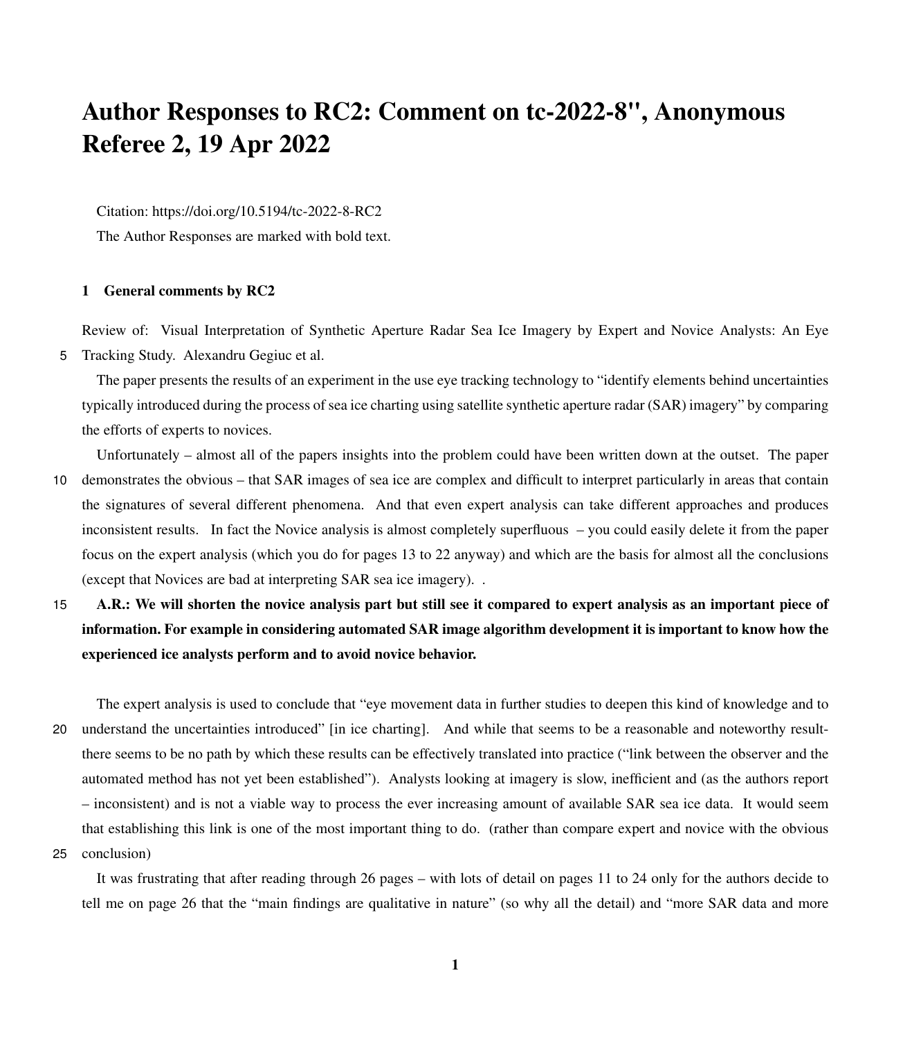# Author Responses to RC2: Comment on tc-2022-8", Anonymous Referee 2, 19 Apr 2022

Citation: https://doi.org/10.5194/tc-2022-8-RC2

The Author Responses are marked with bold text.

## 1 General comments by RC2

Review of: Visual Interpretation of Synthetic Aperture Radar Sea Ice Imagery by Expert and Novice Analysts: An Eye Tracking Study. Alexandru Gegiuc et al.

The paper presents the results of an experiment in the use eye tracking technology to "identify elements behind uncertainties typically introduced during the process of sea ice charting using satellite synthetic aperture radar (SAR) imagery" by comparing the efforts of experts to novices.

Unfortunately – almost all of the papers insights into the problem could have been written down at the outset. The paper demonstrates the obvious – that SAR images of sea ice are complex and difficult to interpret particularly in areas that contain the signatures of several different phenomena. And that even expert analysis can take different approaches and produces inconsistent results. In fact the Novice analysis is almost completely superfluous – you could easily delete it from the paper focus on the expert analysis (which you do for pages 13 to 22 anyway) and which are the basis for almost all the conclusions (except that Novices are bad at interpreting SAR sea ice imagery). .

**A.R.: We will shorten the novice analysis part but still see it compared to expert analysis as an important piece of information. For example in considering automated SAR image algorithm development it is important to know how the experienced ice analysts perform and to avoid novice behavior.**

The expert analysis is used to conclude that "eye movement data in further studies to deepen this kind of knowledge and to understand the uncertainties introduced" [in ice charting]. And while that seems to be a reasonable and noteworthy result- there seems to be no path by which these results can be effectively translated into practice ("link between the observer and the automated method has not yet been established"). Analysts looking at imagery is slow, inefficient and (as the authors report – inconsistent) and is not a viable way to process the ever increasing amount of available SAR sea ice data. It would seem that establishing this link is one of the most important thing to do. (rather than compare expert and novice with the obvious conclusion)

It was frustrating that after reading through 26 pages – with lots of detail on pages 11 to 24 only for the authors decide to tell me on page 26 that the "main findings are qualitative in nature" (so why all the detail) and "more SAR data and more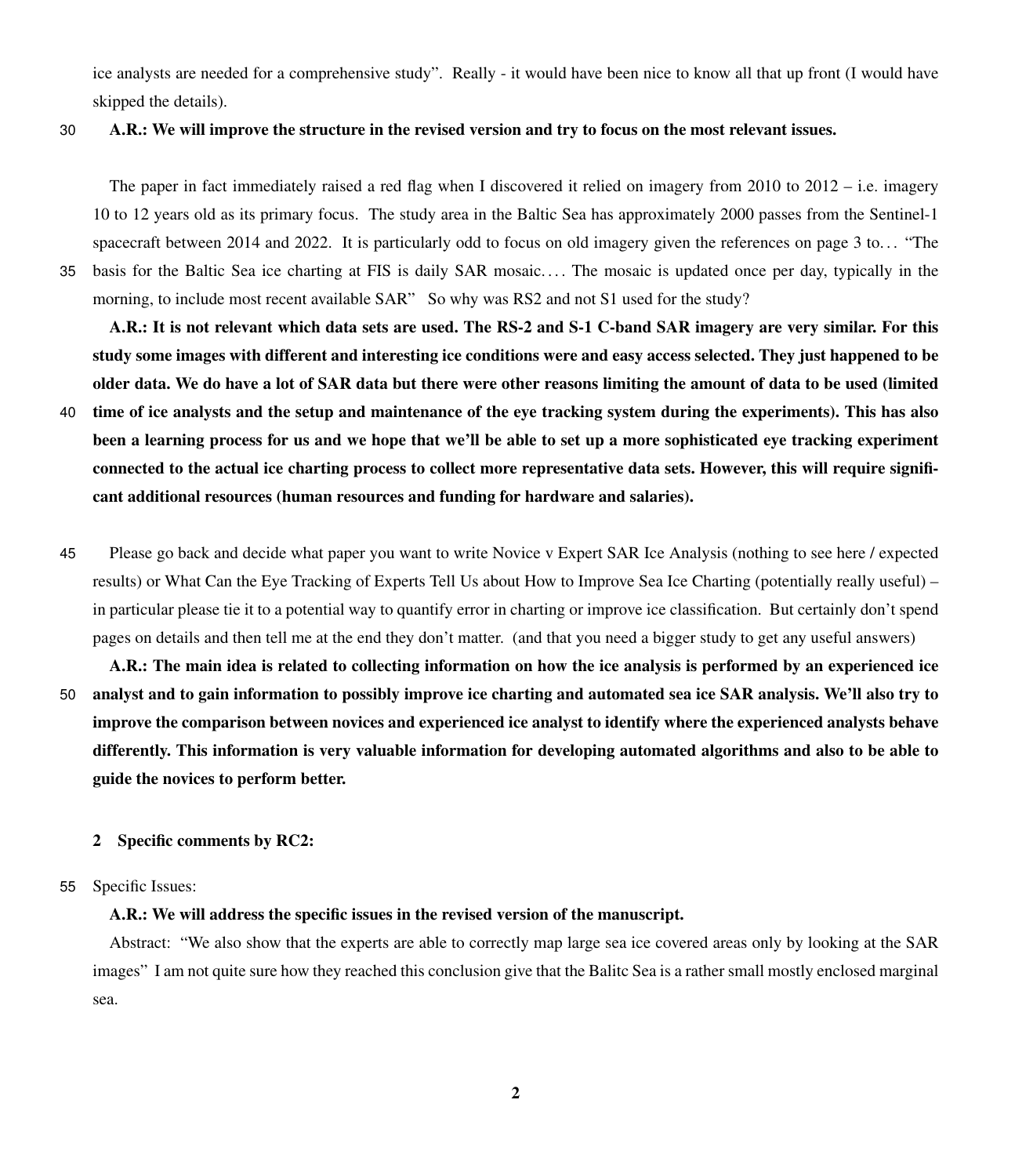ice analysts are needed for a comprehensive study". Really - it would have been nice to know all that up front (I would have skipped the details).

**A.R.: We will improve the structure in the revised version and try to focus on the most relevant issues.**

The paper in fact immediately raised a red flag when I discovered it relied on imagery from 2010 to 2012 – i.e. imagery 10 to 12 years old as its primary focus. The study area in the Baltic Sea has approximately 2000 passes from the Sentinel-1 spacecraft between 2014 and 2022. It is particularly odd to focus on old imagery given the references on page 3 to. . . "The basis for the Baltic Sea ice charting at FIS is daily SAR mosaic. . . . The mosaic is updated once per day, typically in the morning, to include most recent available SAR" So why was RS2 and not S1 used for the study?

**A.R.: It is not relevant which data sets are used. The RS-2 and S-1 C-band SAR imagery are very similar. For this study some images with different and interesting ice conditions were and easy access selected. They just happened to be older data. We do have a lot of SAR data but there were other reasons limiting the amount of data to be used (limited time of ice analysts and the setup and maintenance of the eye tracking system during the experiments). This has also been a learning process for us and we hope that we'll be able to set up a more sophisticated eye tracking experiment connected to the actual ice charting process to collect more representative data sets. However, this will require significant additional resources (human resources and funding for hardware and salaries).**

Please go back and decide what paper you want to write Novice v Expert SAR Ice Analysis (nothing to see here / expected results) or What Can the Eye Tracking of Experts Tell Us about How to Improve Sea Ice Charting (potentially really useful) – in particular please tie it to a potential way to quantify error in charting or improve ice classification. But certainly don't spend pages on details and then tell me at the end they don't matter. (and that you need a bigger study to get any useful answers)

**A.R.: The main idea is related to collecting information on how the ice analysis is performed by an experienced ice analyst and to gain information to possibly improve ice charting and automated sea ice SAR analysis. We'll also try to improve the comparison between novices and experienced ice analyst to identify where the experienced analysts behave differently. This information is very valuable information for developing automated algorithms and also to be able to guide the novices to perform better.**

## 2 Specific comments by RC2:

Specific Issues:

**A.R.: We will address the specific issues in the revised version of the manuscript.**

Abstract: "We also show that the experts are able to correctly map large sea ice covered areas only by looking at the SAR images" I am not quite sure how they reached this conclusion give that the Balitc Sea is a rather small mostly enclosed marginal sea.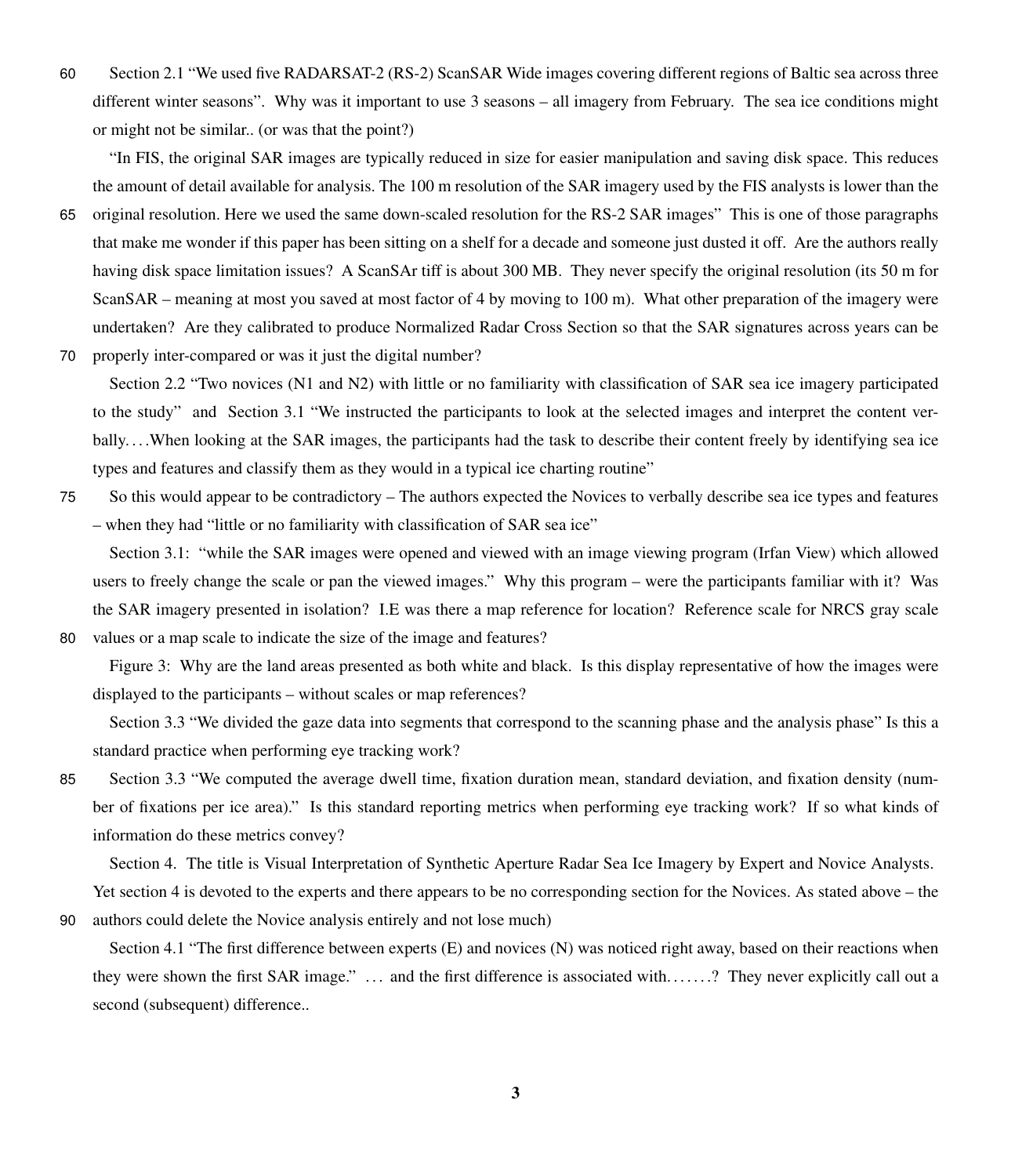Section 2.1 “We used five RADARSAT-2 (RS-2) ScanSAR Wide images covering different regions of Baltic sea across three different winter seasons”. Why was it important to use 3 seasons – all imagery from February. The sea ice conditions might or might not be similar.. (or was that the point?)

“In FIS, the original SAR images are typically reduced in size for easier manipulation and saving disk space. This reduces the amount of detail available for analysis. The 100 m resolution of the SAR imagery used by the FIS analysts is lower than the original resolution. Here we used the same down-scaled resolution for the RS-2 SAR images” This is one of those paragraphs that make me wonder if this paper has been sitting on a shelf for a decade and someone just dusted it off. Are the authors really having disk space limitation issues? A ScanSAr tiff is about 300 MB. They never specify the original resolution (its 50 m for ScanSAR – meaning at most you saved at most factor of 4 by moving to 100 m). What other preparation of the imagery were undertaken? Are they calibrated to produce Normalized Radar Cross Section so that the SAR signatures across years can be properly inter-compared or was it just the digital number?

Section 2.2 “Two novices (N1 and N2) with little or no familiarity with classification of SAR sea ice imagery participated to the study” and Section 3.1 “We instructed the participants to look at the selected images and interpret the content verbally. . . .When looking at the SAR images, the participants had the task to describe their content freely by identifying sea ice types and features and classify them as they would in a typical ice charting routine”

So this would appear to be contradictory – The authors expected the Novices to verbally describe sea ice types and features – when they had “little or no familiarity with classification of SAR sea ice”

Section 3.1: “while the SAR images were opened and viewed with an image viewing program (Irfan View) which allowed users to freely change the scale or pan the viewed images.” Why this program – were the participants familiar with it? Was the SAR imagery presented in isolation? I.E was there a map reference for location? Reference scale for NRCS gray scale values or a map scale to indicate the size of the image and features?

Figure 3: Why are the land areas presented as both white and black. Is this display representative of how the images were displayed to the participants – without scales or map references?

Section 3.3 “We divided the gaze data into segments that correspond to the scanning phase and the analysis phase” Is this a standard practice when performing eye tracking work?

Section 3.3 “We computed the average dwell time, fixation duration mean, standard deviation, and fixation density (number of fixations per ice area).” Is this standard reporting metrics when performing eye tracking work? If so what kinds of information do these metrics convey?

Section 4. The title is Visual Interpretation of Synthetic Aperture Radar Sea Ice Imagery by Expert and Novice Analysts. Yet section 4 is devoted to the experts and there appears to be no corresponding section for the Novices. As stated above – the authors could delete the Novice analysis entirely and not lose much)

Section 4.1 “The first difference between experts (E) and novices (N) was noticed right away, based on their reactions when they were shown the first SAR image.” . . . and the first difference is associated with. . . . . . .? They never explicitly call out a second (subsequent) difference..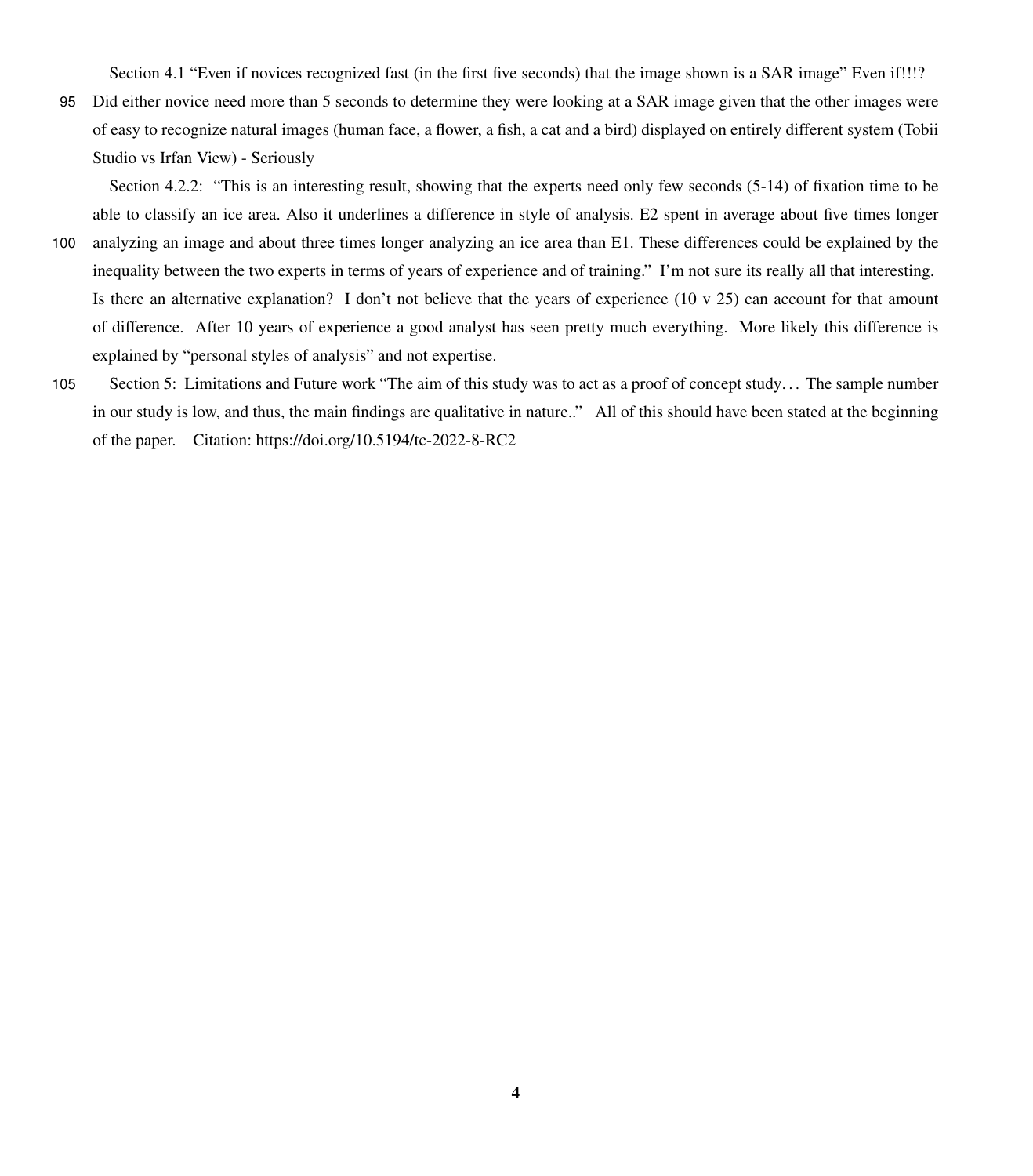Section 4.1 “Even if novices recognized fast (in the first five seconds) that the image shown is a SAR image” Even if!!!? Did either novice need more than 5 seconds to determine they were looking at a SAR image given that the other images were of easy to recognize natural images (human face, a flower, a fish, a cat and a bird) displayed on entirely different system (Tobii Studio vs Irfan View) - Seriously

Section 4.2.2: “This is an interesting result, showing that the experts need only few seconds (5-14) of fixation time to be able to classify an ice area. Also it underlines a difference in style of analysis. E2 spent in average about five times longer analyzing an image and about three times longer analyzing an ice area than E1. These differences could be explained by the inequality between the two experts in terms of years of experience and of training.” I’m not sure its really all that interesting. Is there an alternative explanation? I don’t not believe that the years of experience (10 v 25) can account for that amount of difference. After 10 years of experience a good analyst has seen pretty much everything. More likely this difference is explained by “personal styles of analysis” and not expertise.

Section 5: Limitations and Future work “The aim of this study was to act as a proof of concept study... The sample number in our study is low, and thus, the main findings are qualitative in nature..” All of this should have been stated at the beginning of the paper. Citation: https://doi.org/10.5194/tc-2022-8-RC2